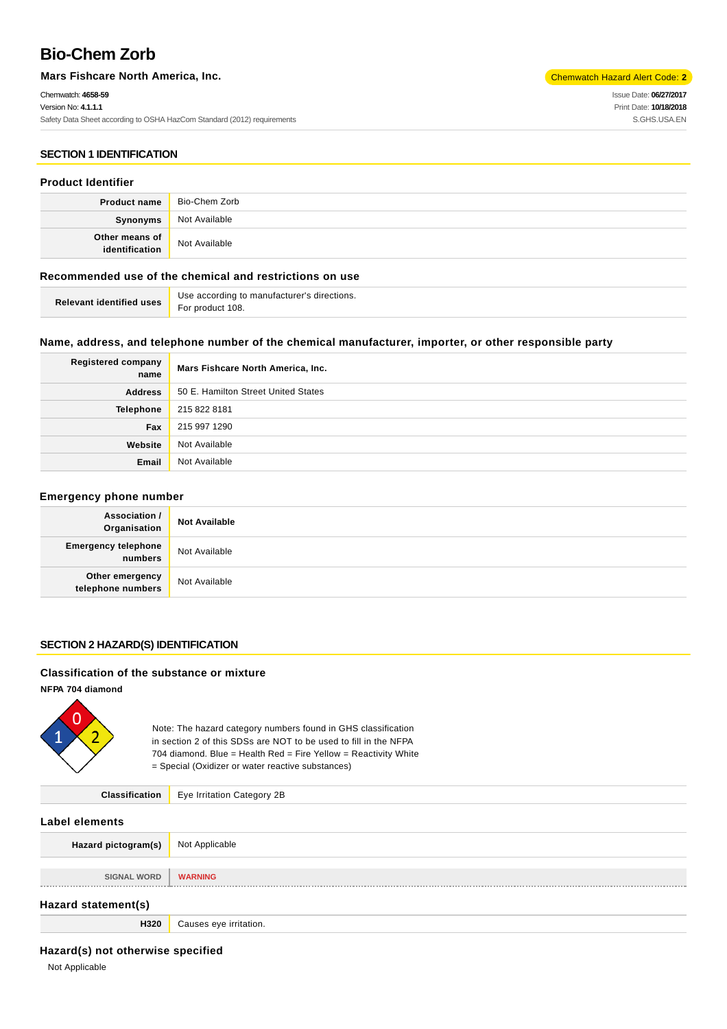# Bio-Chem Zorb

**Mars Fishcare North America, Inc.**

Chemwatch Hazard Alert Code: **2**

Chemwatch: **4658-59**
Version No: **4.1.1.1**
Safety Data Sheet according to OSHA HazCom Standard (2012) requirements

Issue Date: **06/27/2017**
Print Date: **10/18/2018**
S.GHS.USA.EN

## SECTION 1 IDENTIFICATION

### Product Identifier

| | |
|---|---|
| **Product name** | Bio-Chem Zorb |
| **Synonyms** | Not Available |
| **Other means of identification** | Not Available |

### Recommended use of the chemical and restrictions on use

| | |
|---|---|
| **Relevant identified uses** | Use according to manufacturer's directions.<br>For product 108. |

### Name, address, and telephone number of the chemical manufacturer, importer, or other responsible party

| | |
|---|---|
| **Registered company name** | **Mars Fishcare North America, Inc.** |
| **Address** | 50 E. Hamilton Street United States |
| **Telephone** | 215 822 8181 |
| **Fax** | 215 997 1290 |
| **Website** | Not Available |
| **Email** | Not Available |

### Emergency phone number

| | |
|---|---|
| **Association / Organisation** | **Not Available** |
| **Emergency telephone numbers** | Not Available |
| **Other emergency telephone numbers** | Not Available |

## SECTION 2 HAZARD(S) IDENTIFICATION

### Classification of the substance or mixture

**NFPA 704 diamond**

Note: The hazard category numbers found in GHS classification in section 2 of this SDSs are NOT to be used to fill in the NFPA 704 diamond. Blue = Health Red = Fire Yellow = Reactivity White = Special (Oxidizer or water reactive substances)

| | |
|---|---|
| **Classification** | Eye Irritation Category 2B |

### Label elements

| | |
|---|---|
| **Hazard pictogram(s)** | Not Applicable |
| **SIGNAL WORD** | **WARNING** |

### Hazard statement(s)

| | |
|---|---|
| **H320** | Causes eye irritation. |

### Hazard(s) not otherwise specified

Not Applicable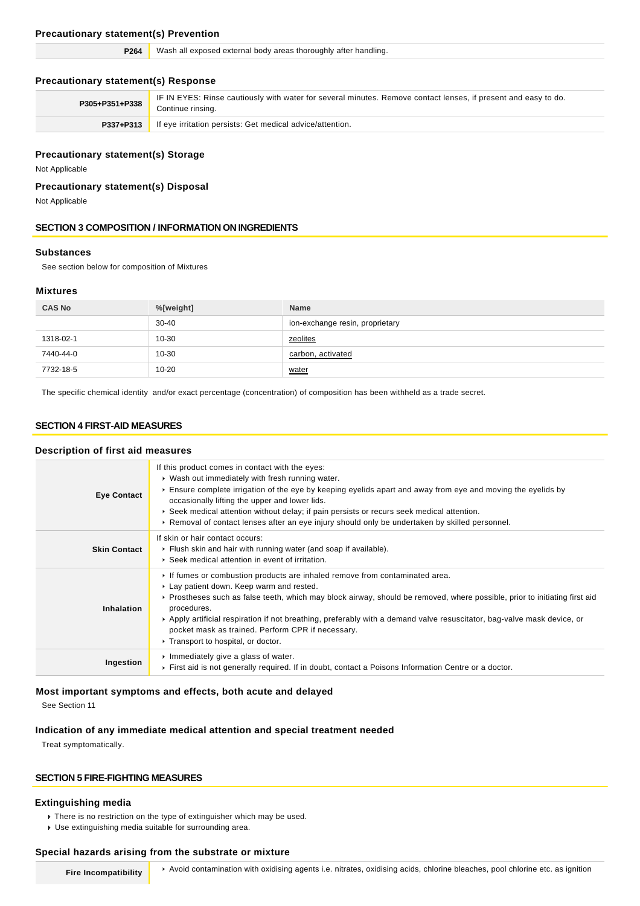### Precautionary statement(s) Prevention

| | |
|---|---|
| **P264** | Wash all exposed external body areas thoroughly after handling. |

### Precautionary statement(s) Response

| | |
|---|---|
| **P305+P351+P338** | IF IN EYES: Rinse cautiously with water for several minutes. Remove contact lenses, if present and easy to do. Continue rinsing. |
| **P337+P313** | If eye irritation persists: Get medical advice/attention. |

### Precautionary statement(s) Storage

Not Applicable

### Precautionary statement(s) Disposal

Not Applicable

## SECTION 3 COMPOSITION / INFORMATION ON INGREDIENTS

### Substances

See section below for composition of Mixtures

### Mixtures

| CAS No | %[weight] | Name |
|---|---|---|
| | 30-40 | ion-exchange resin, proprietary |
| 1318-02-1 | 10-30 | zeolites |
| 7440-44-0 | 10-30 | carbon, activated |
| 7732-18-5 | 10-20 | water |

The specific chemical identity and/or exact percentage (concentration) of composition has been withheld as a trade secret.

## SECTION 4 FIRST-AID MEASURES

### Description of first aid measures

| | |
|---|---|
| **Eye Contact** | If this product comes in contact with the eyes:<br>▸ Wash out immediately with fresh running water.<br>▸ Ensure complete irrigation of the eye by keeping eyelids apart and away from eye and moving the eyelids by occasionally lifting the upper and lower lids.<br>▸ Seek medical attention without delay; if pain persists or recurs seek medical attention.<br>▸ Removal of contact lenses after an eye injury should only be undertaken by skilled personnel. |
| **Skin Contact** | If skin or hair contact occurs:<br>▸ Flush skin and hair with running water (and soap if available).<br>▸ Seek medical attention in event of irritation. |
| **Inhalation** | ▸ If fumes or combustion products are inhaled remove from contaminated area.<br>▸ Lay patient down. Keep warm and rested.<br>▸ Prostheses such as false teeth, which may block airway, should be removed, where possible, prior to initiating first aid procedures.<br>▸ Apply artificial respiration if not breathing, preferably with a demand valve resuscitator, bag-valve mask device, or pocket mask as trained. Perform CPR if necessary.<br>▸ Transport to hospital, or doctor. |
| **Ingestion** | ▸ Immediately give a glass of water.<br>▸ First aid is not generally required. If in doubt, contact a Poisons Information Centre or a doctor. |

### Most important symptoms and effects, both acute and delayed

See Section 11

### Indication of any immediate medical attention and special treatment needed

Treat symptomatically.

## SECTION 5 FIRE-FIGHTING MEASURES

### Extinguishing media

- There is no restriction on the type of extinguisher which may be used.
- Use extinguishing media suitable for surrounding area.

### Special hazards arising from the substrate or mixture

| | |
|---|---|
| **Fire Incompatibility** | ▸ Avoid contamination with oxidising agents i.e. nitrates, oxidising acids, chlorine bleaches, pool chlorine etc. as ignition |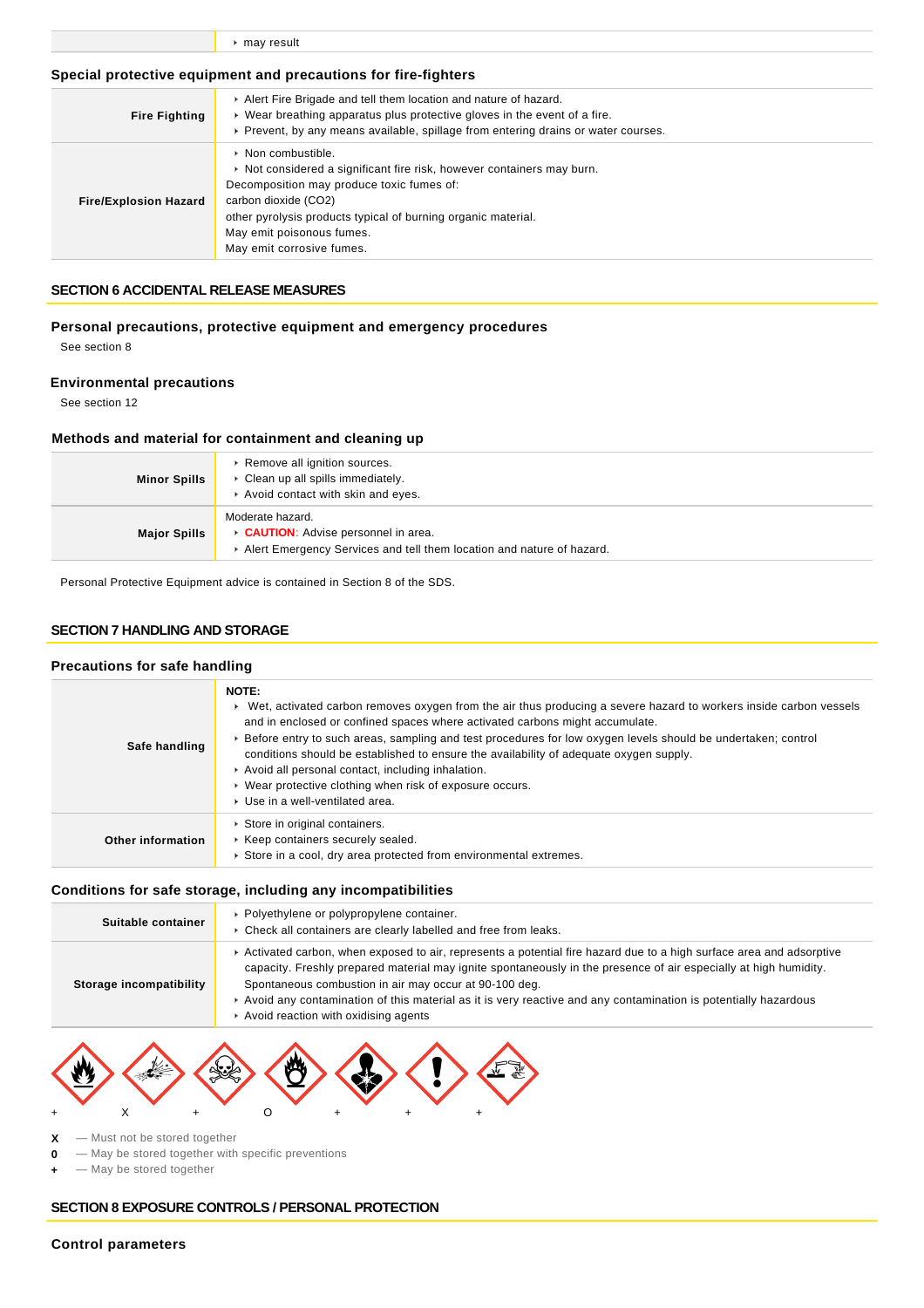| | |
|---|---|
| | ‣ may result |

### Special protective equipment and precautions for fire-fighters

| | |
|---|---|
| **Fire Fighting** | ‣ Alert Fire Brigade and tell them location and nature of hazard.<br>‣ Wear breathing apparatus plus protective gloves in the event of a fire.<br>‣ Prevent, by any means available, spillage from entering drains or water courses. |
| **Fire/Explosion Hazard** | ‣ Non combustible.<br>‣ Not considered a significant fire risk, however containers may burn.<br>Decomposition may produce toxic fumes of:<br>carbon dioxide ($CO_2$)<br>other pyrolysis products typical of burning organic material.<br>May emit poisonous fumes.<br>May emit corrosive fumes. |

## SECTION 6 ACCIDENTAL RELEASE MEASURES

### Personal precautions, protective equipment and emergency procedures

See section 8

### Environmental precautions

See section 12

### Methods and material for containment and cleaning up

| | |
|---|---|
| **Minor Spills** | ‣ Remove all ignition sources.<br>‣ Clean up all spills immediately.<br>‣ Avoid contact with skin and eyes. |
| **Major Spills** | Moderate hazard.<br>‣ **CAUTION**: Advise personnel in area.<br>‣ Alert Emergency Services and tell them location and nature of hazard. |

Personal Protective Equipment advice is contained in Section 8 of the SDS.

## SECTION 7 HANDLING AND STORAGE

### Precautions for safe handling

| | |
|---|---|
| **Safe handling** | **NOTE:**<br>‣ Wet, activated carbon removes oxygen from the air thus producing a severe hazard to workers inside carbon vessels and in enclosed or confined spaces where activated carbons might accumulate.<br>‣ Before entry to such areas, sampling and test procedures for low oxygen levels should be undertaken; control conditions should be established to ensure the availability of adequate oxygen supply.<br>‣ Avoid all personal contact, including inhalation.<br>‣ Wear protective clothing when risk of exposure occurs.<br>‣ Use in a well-ventilated area. |
| **Other information** | ‣ Store in original containers.<br>‣ Keep containers securely sealed.<br>‣ Store in a cool, dry area protected from environmental extremes. |

### Conditions for safe storage, including any incompatibilities

| | |
|---|---|
| **Suitable container** | ‣ Polyethylene or polypropylene container.<br>‣ Check all containers are clearly labelled and free from leaks. |
| **Storage incompatibility** | ‣ Activated carbon, when exposed to air, represents a potential fire hazard due to a high surface area and adsorptive capacity. Freshly prepared material may ignite spontaneously in the presence of air especially at high humidity. Spontaneous combustion in air may occur at 90-100 deg.<br>‣ Avoid any contamination of this material as it is very reactive and any contamination is potentially hazardous<br>‣ Avoid reaction with oxidising agents |

| + | X | + | O | + | + | + |
|---|---|---|---|---|---|---|

**X** — Must not be stored together
**0** — May be stored together with specific preventions
**+** — May be stored together

## SECTION 8 EXPOSURE CONTROLS / PERSONAL PROTECTION

### Control parameters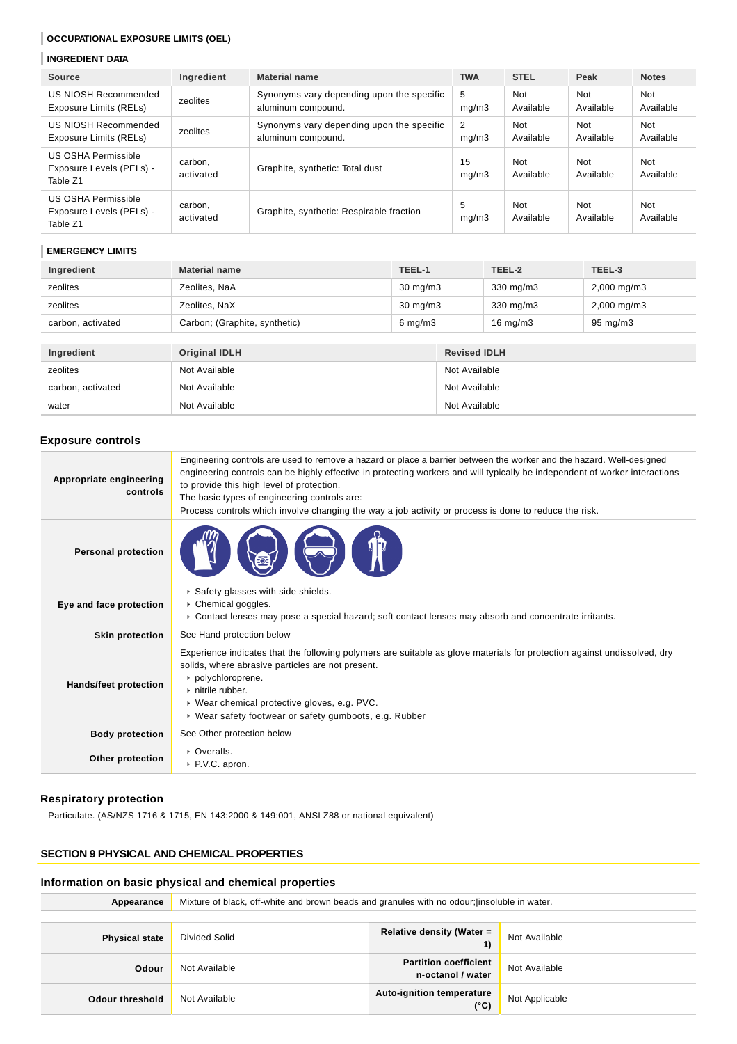### OCCUPATIONAL EXPOSURE LIMITS (OEL)

### INGREDIENT DATA

| Source | Ingredient | Material name | TWA | STEL | Peak | Notes |
|---|---|---|---|---|---|---|
| US NIOSH Recommended Exposure Limits (RELs) | zeolites | Synonyms vary depending upon the specific aluminum compound. | 5 mg/m3 | Not Available | Not Available | Not Available |
| US NIOSH Recommended Exposure Limits (RELs) | zeolites | Synonyms vary depending upon the specific aluminum compound. | 2 mg/m3 | Not Available | Not Available | Not Available |
| US OSHA Permissible Exposure Levels (PELs) - Table Z1 | carbon, activated | Graphite, synthetic: Total dust | 15 mg/m3 | Not Available | Not Available | Not Available |
| US OSHA Permissible Exposure Levels (PELs) - Table Z1 | carbon, activated | Graphite, synthetic: Respirable fraction | 5 mg/m3 | Not Available | Not Available | Not Available |

### EMERGENCY LIMITS

| Ingredient | Material name | TEEL-1 | TEEL-2 | TEEL-3 |
|---|---|---|---|---|
| zeolites | Zeolites, NaA | 30 mg/m3 | 330 mg/m3 | 2,000 mg/m3 |
| zeolites | Zeolites, NaX | 30 mg/m3 | 330 mg/m3 | 2,000 mg/m3 |
| carbon, activated | Carbon; (Graphite, synthetic) | 6 mg/m3 | 16 mg/m3 | 95 mg/m3 |

| Ingredient | Original IDLH | Revised IDLH |
|---|---|---|
| zeolites | Not Available | Not Available |
| carbon, activated | Not Available | Not Available |
| water | Not Available | Not Available |

## Exposure controls

| | |
|---|---|
| **Appropriate engineering controls** | Engineering controls are used to remove a hazard or place a barrier between the worker and the hazard. Well-designed engineering controls can be highly effective in protecting workers and will typically be independent of worker interactions to provide this high level of protection.<br>The basic types of engineering controls are:<br>Process controls which involve changing the way a job activity or process is done to reduce the risk. |
| **Personal protection** | |
| **Eye and face protection** | ▸ Safety glasses with side shields.<br>▸ Chemical goggles.<br>▸ Contact lenses may pose a special hazard; soft contact lenses may absorb and concentrate irritants. |
| **Skin protection** | See Hand protection below |
| **Hands/feet protection** | Experience indicates that the following polymers are suitable as glove materials for protection against undissolved, dry solids, where abrasive particles are not present.<br>▸ polychloroprene.<br>▸ nitrile rubber.<br>▸ Wear chemical protective gloves, e.g. PVC.<br>▸ Wear safety footwear or safety gumboots, e.g. Rubber |
| **Body protection** | See Other protection below |
| **Other protection** | ▸ Overalls.<br>▸ P.V.C. apron. |

## Respiratory protection

Particulate. (AS/NZS 1716 & 1715, EN 143:2000 & 149:001, ANSI Z88 or national equivalent)

## SECTION 9 PHYSICAL AND CHEMICAL PROPERTIES

## Information on basic physical and chemical properties

| | | | |
|---|---|---|---|
| **Appearance** | Mixture of black, off-white and brown beads and granules with no odour;|insoluble in water. | | |
| **Physical state** | Divided Solid | **Relative density (Water = 1)** | Not Available |
| **Odour** | Not Available | **Partition coefficient n-octanol / water** | Not Available |
| **Odour threshold** | Not Available | **Auto-ignition temperature (°C)** | Not Applicable |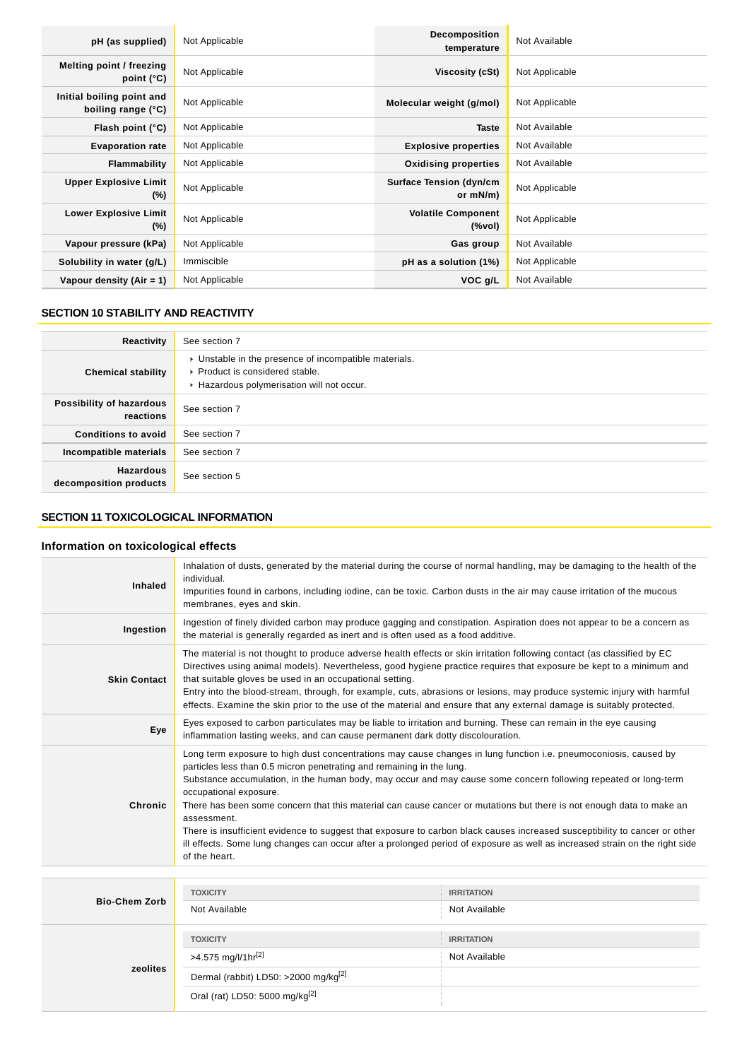| | | | |
|---|---|---|---|
| **pH (as supplied)** | Not Applicable | **Decomposition temperature** | Not Available |
| **Melting point / freezing point (°C)** | Not Applicable | **Viscosity (cSt)** | Not Applicable |
| **Initial boiling point and boiling range (°C)** | Not Applicable | **Molecular weight (g/mol)** | Not Applicable |
| **Flash point (°C)** | Not Applicable | **Taste** | Not Available |
| **Evaporation rate** | Not Applicable | **Explosive properties** | Not Available |
| **Flammability** | Not Applicable | **Oxidising properties** | Not Available |
| **Upper Explosive Limit (%)** | Not Applicable | **Surface Tension (dyn/cm or mN/m)** | Not Applicable |
| **Lower Explosive Limit (%)** | Not Applicable | **Volatile Component (%vol)** | Not Applicable |
| **Vapour pressure (kPa)** | Not Applicable | **Gas group** | Not Available |
| **Solubility in water (g/L)** | Immiscible | **pH as a solution (1%)** | Not Applicable |
| **Vapour density (Air = 1)** | Not Applicable | **VOC g/L** | Not Available |

## SECTION 10 STABILITY AND REACTIVITY

| | |
|---|---|
| **Reactivity** | See section 7 |
| **Chemical stability** | ▸ Unstable in the presence of incompatible materials.<br>▸ Product is considered stable.<br>▸ Hazardous polymerisation will not occur. |
| **Possibility of hazardous reactions** | See section 7 |
| **Conditions to avoid** | See section 7 |
| **Incompatible materials** | See section 7 |
| **Hazardous decomposition products** | See section 5 |

## SECTION 11 TOXICOLOGICAL INFORMATION

### Information on toxicological effects

| | |
|---|---|
| **Inhaled** | Inhalation of dusts, generated by the material during the course of normal handling, may be damaging to the health of the individual.<br>Impurities found in carbons, including iodine, can be toxic. Carbon dusts in the air may cause irritation of the mucous membranes, eyes and skin. |
| **Ingestion** | Ingestion of finely divided carbon may produce gagging and constipation. Aspiration does not appear to be a concern as the material is generally regarded as inert and is often used as a food additive. |
| **Skin Contact** | The material is not thought to produce adverse health effects or skin irritation following contact (as classified by EC Directives using animal models). Nevertheless, good hygiene practice requires that exposure be kept to a minimum and that suitable gloves be used in an occupational setting.<br>Entry into the blood-stream, through, for example, cuts, abrasions or lesions, may produce systemic injury with harmful effects. Examine the skin prior to the use of the material and ensure that any external damage is suitably protected. |
| **Eye** | Eyes exposed to carbon particulates may be liable to irritation and burning. These can remain in the eye causing inflammation lasting weeks, and can cause permanent dark dotty discolouration. |
| **Chronic** | Long term exposure to high dust concentrations may cause changes in lung function i.e. pneumoconiosis, caused by particles less than 0.5 micron penetrating and remaining in the lung.<br>Substance accumulation, in the human body, may occur and may cause some concern following repeated or long-term occupational exposure.<br>There has been some concern that this material can cause cancer or mutations but there is not enough data to make an assessment.<br>There is insufficient evidence to suggest that exposure to carbon black causes increased susceptibility to cancer or other ill effects. Some lung changes can occur after a prolonged period of exposure as well as increased strain on the right side of the heart. |

| | TOXICITY | IRRITATION |
|---|---|---|
| **Bio-Chem Zorb** | Not Available | Not Available |
| **zeolites** | >4.575 mg/l/1hr[2] | Not Available |
| | Dermal (rabbit) LD50: >2000 mg/kg[2] | |
| | Oral (rat) LD50: 5000 mg/kg[2] | |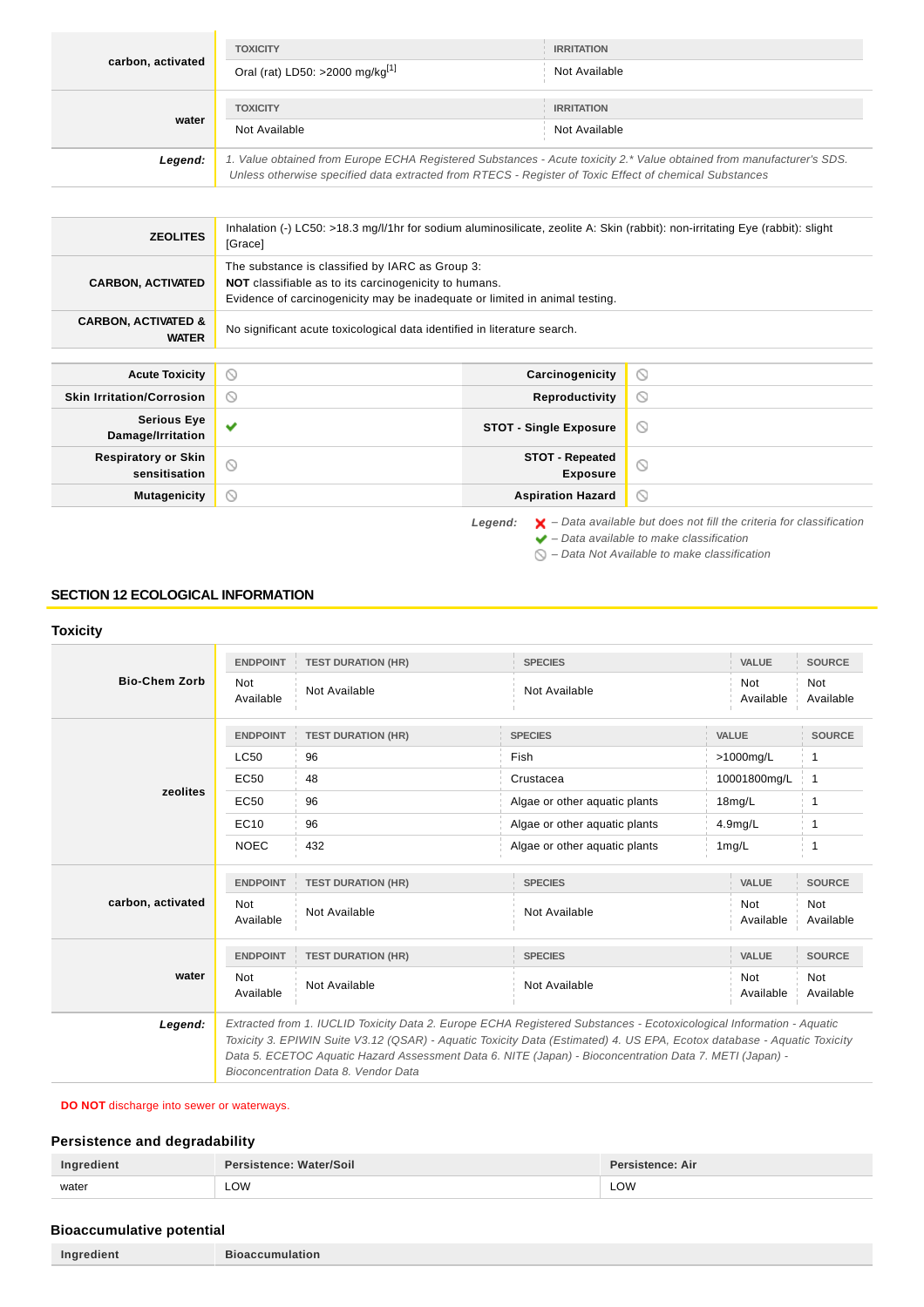| carbon, activated | TOXICITY | IRRITATION |
|---|---|---|
| | Oral (rat) LD50: >2000 mg/kg[1] | Not Available |

| water | TOXICITY | IRRITATION |
|---|---|---|
| | Not Available | Not Available |

**Legend:** *1. Value obtained from Europe ECHA Registered Substances - Acute toxicity 2.* Value obtained from manufacturer's SDS. Unless otherwise specified data extracted from RTECS - Register of Toxic Effect of chemical Substances*

| | |
|---|---|
| **ZEOLITES** | Inhalation (-) LC50: >18.3 mg/l/1hr for sodium aluminosilicate, zeolite A: Skin (rabbit): non-irritating Eye (rabbit): slight [Grace] |
| **CARBON, ACTIVATED** | The substance is classified by IARC as Group 3:<br>**NOT** classifiable as to its carcinogenicity to humans.<br>Evidence of carcinogenicity may be inadequate or limited in animal testing. |
| **CARBON, ACTIVATED & WATER** | No significant acute toxicological data identified in literature search. |

| | | | |
|---|---|---|---|
| **Acute Toxicity** | ⃠ | **Carcinogenicity** | ⃠ |
| **Skin Irritation/Corrosion** | ⃠ | **Reproductivity** | ⃠ |
| **Serious Eye Damage/Irritation** | ✔ | **STOT - Single Exposure** | ⃠ |
| **Respiratory or Skin sensitisation** | ⃠ | **STOT - Repeated Exposure** | ⃠ |
| **Mutagenicity** | ⃠ | **Aspiration Hazard** | ⃠ |

**Legend:**
- ✘ – Data available but does not fill the criteria for classification
- ✔ – Data available to make classification
- ⃠ – Data Not Available to make classification

## SECTION 12 ECOLOGICAL INFORMATION

### Toxicity

**Bio-Chem Zorb**

| ENDPOINT | TEST DURATION (HR) | SPECIES | VALUE | SOURCE |
|---|---|---|---|---|
| Not Available | Not Available | Not Available | Not Available | Not Available |

**zeolites**

| ENDPOINT | TEST DURATION (HR) | SPECIES | VALUE | SOURCE |
|---|---|---|---|---|
| LC50 | 96 | Fish | >1000mg/L | 1 |
| EC50 | 48 | Crustacea | 10001800mg/L | 1 |
| EC50 | 96 | Algae or other aquatic plants | 18mg/L | 1 |
| EC10 | 96 | Algae or other aquatic plants | 4.9mg/L | 1 |
| NOEC | 432 | Algae or other aquatic plants | 1mg/L | 1 |

**carbon, activated**

| ENDPOINT | TEST DURATION (HR) | SPECIES | VALUE | SOURCE |
|---|---|---|---|---|
| Not Available | Not Available | Not Available | Not Available | Not Available |

**water**

| ENDPOINT | TEST DURATION (HR) | SPECIES | VALUE | SOURCE |
|---|---|---|---|---|
| Not Available | Not Available | Not Available | Not Available | Not Available |

**Legend:** *Extracted from 1. IUCLID Toxicity Data 2. Europe ECHA Registered Substances - Ecotoxicological Information - Aquatic Toxicity 3. EPIWIN Suite V3.12 (QSAR) - Aquatic Toxicity Data (Estimated) 4. US EPA, Ecotox database - Aquatic Toxicity Data 5. ECETOC Aquatic Hazard Assessment Data 6. NITE (Japan) - Bioconcentration Data 7. METI (Japan) - Bioconcentration Data 8. Vendor Data*

**DO NOT** discharge into sewer or waterways.

### Persistence and degradability

| Ingredient | Persistence: Water/Soil | Persistence: Air |
|---|---|---|
| water | LOW | LOW |

### Bioaccumulative potential

| Ingredient | Bioaccumulation |
|---|---|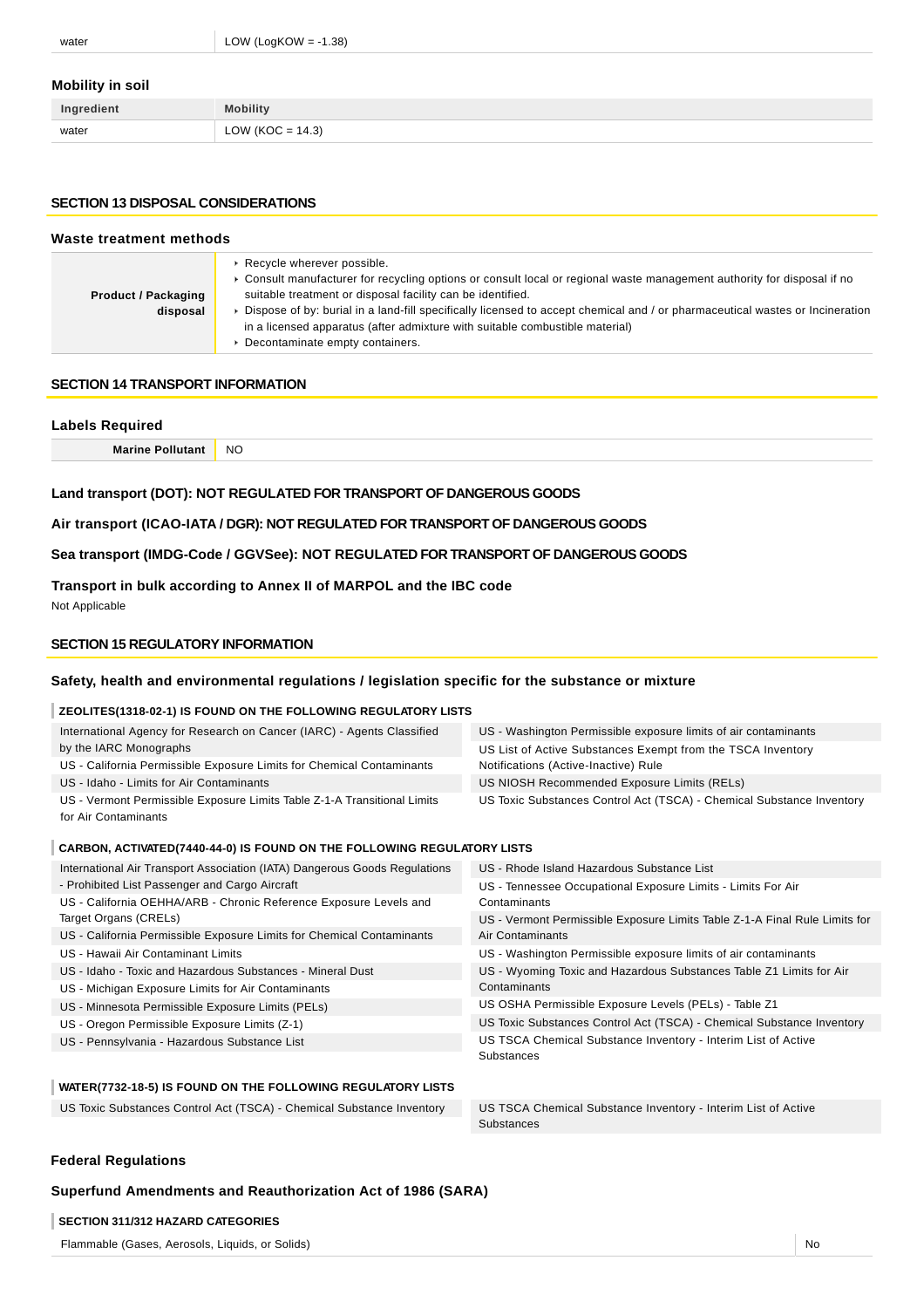| water | LOW (LogKOW = -1.38) |
|---|---|

### Mobility in soil

| Ingredient | Mobility |
|---|---|
| water | LOW (KOC = 14.3) |

## SECTION 13 DISPOSAL CONSIDERATIONS

### Waste treatment methods

| **Product / Packaging disposal** | ‣ Recycle wherever possible.<br>‣ Consult manufacturer for recycling options or consult local or regional waste management authority for disposal if no suitable treatment or disposal facility can be identified.<br>‣ Dispose of by: burial in a land-fill specifically licensed to accept chemical and / or pharmaceutical wastes or Incineration in a licensed apparatus (after admixture with suitable combustible material)<br>‣ Decontaminate empty containers. |
|---|---|

## SECTION 14 TRANSPORT INFORMATION

### Labels Required

| **Marine Pollutant** | NO |
|---|---|

### Land transport (DOT): NOT REGULATED FOR TRANSPORT OF DANGEROUS GOODS

### Air transport (ICAO-IATA / DGR): NOT REGULATED FOR TRANSPORT OF DANGEROUS GOODS

### Sea transport (IMDG-Code / GGVSee): NOT REGULATED FOR TRANSPORT OF DANGEROUS GOODS

### Transport in bulk according to Annex II of MARPOL and the IBC code

Not Applicable

## SECTION 15 REGULATORY INFORMATION

### Safety, health and environmental regulations / legislation specific for the substance or mixture

**ZEOLITES(1318-02-1) IS FOUND ON THE FOLLOWING REGULATORY LISTS**

| | |
|---|---|
| International Agency for Research on Cancer (IARC) - Agents Classified by the IARC Monographs | US - Washington Permissible exposure limits of air contaminants |
| US - California Permissible Exposure Limits for Chemical Contaminants | US List of Active Substances Exempt from the TSCA Inventory Notifications (Active-Inactive) Rule |
| US - Idaho - Limits for Air Contaminants | US NIOSH Recommended Exposure Limits (RELs) |
| US - Vermont Permissible Exposure Limits Table Z-1-A Transitional Limits for Air Contaminants | US Toxic Substances Control Act (TSCA) - Chemical Substance Inventory |

**CARBON, ACTIVATED(7440-44-0) IS FOUND ON THE FOLLOWING REGULATORY LISTS**

| | |
|---|---|
| International Air Transport Association (IATA) Dangerous Goods Regulations - Prohibited List Passenger and Cargo Aircraft | US - Rhode Island Hazardous Substance List |
| US - California OEHHA/ARB - Chronic Reference Exposure Levels and Target Organs (CRELs) | US - Tennessee Occupational Exposure Limits - Limits For Air Contaminants |
| US - California Permissible Exposure Limits for Chemical Contaminants | US - Vermont Permissible Exposure Limits Table Z-1-A Final Rule Limits for Air Contaminants |
| US - Hawaii Air Contaminant Limits | US - Washington Permissible exposure limits of air contaminants |
| US - Idaho - Toxic and Hazardous Substances - Mineral Dust | US - Wyoming Toxic and Hazardous Substances Table Z1 Limits for Air Contaminants |
| US - Michigan Exposure Limits for Air Contaminants | US OSHA Permissible Exposure Levels (PELs) - Table Z1 |
| US - Minnesota Permissible Exposure Limits (PELs) | US Toxic Substances Control Act (TSCA) - Chemical Substance Inventory |
| US - Oregon Permissible Exposure Limits (Z-1) | US TSCA Chemical Substance Inventory - Interim List of Active Substances |
| US - Pennsylvania - Hazardous Substance List | |

**WATER(7732-18-5) IS FOUND ON THE FOLLOWING REGULATORY LISTS**

| | |
|---|---|
| US Toxic Substances Control Act (TSCA) - Chemical Substance Inventory | US TSCA Chemical Substance Inventory - Interim List of Active Substances |

### Federal Regulations

### Superfund Amendments and Reauthorization Act of 1986 (SARA)

**SECTION 311/312 HAZARD CATEGORIES**

| | |
|---|---|
| Flammable (Gases, Aerosols, Liquids, or Solids) | No |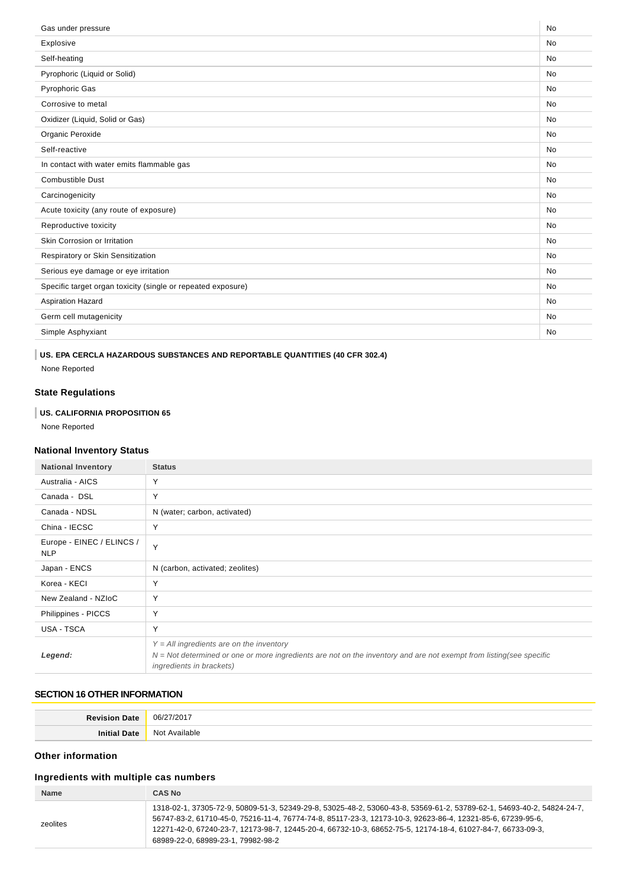| | |
|---|---|
| Gas under pressure | No |
| Explosive | No |
| Self-heating | No |
| Pyrophoric (Liquid or Solid) | No |
| Pyrophoric Gas | No |
| Corrosive to metal | No |
| Oxidizer (Liquid, Solid or Gas) | No |
| Organic Peroxide | No |
| Self-reactive | No |
| In contact with water emits flammable gas | No |
| Combustible Dust | No |
| Carcinogenicity | No |
| Acute toxicity (any route of exposure) | No |
| Reproductive toxicity | No |
| Skin Corrosion or Irritation | No |
| Respiratory or Skin Sensitization | No |
| Serious eye damage or eye irritation | No |
| Specific target organ toxicity (single or repeated exposure) | No |
| Aspiration Hazard | No |
| Germ cell mutagenicity | No |
| Simple Asphyxiant | No |

**US. EPA CERCLA HAZARDOUS SUBSTANCES AND REPORTABLE QUANTITIES (40 CFR 302.4)**

None Reported

### State Regulations

**US. CALIFORNIA PROPOSITION 65**

None Reported

### National Inventory Status

| National Inventory | Status |
|---|---|
| Australia - AICS | Y |
| Canada - DSL | Y |
| Canada - NDSL | N (water; carbon, activated) |
| China - IECSC | Y |
| Europe - EINEC / ELINCS / NLP | Y |
| Japan - ENCS | N (carbon, activated; zeolites) |
| Korea - KECI | Y |
| New Zealand - NZIoC | Y |
| Philippines - PICCS | Y |
| USA - TSCA | Y |
| ***Legend:*** | *Y = All ingredients are on the inventory*<br>*N = Not determined or one or more ingredients are not on the inventory and are not exempt from listing(see specific ingredients in brackets)* |

## SECTION 16 OTHER INFORMATION

| | |
|---|---|
| **Revision Date** | 06/27/2017 |
| **Initial Date** | Not Available |

### Other information

### Ingredients with multiple cas numbers

| Name | CAS No |
|---|---|
| zeolites | 1318-02-1, 37305-72-9, 50809-51-3, 52349-29-8, 53025-48-2, 53060-43-8, 53569-61-2, 53789-62-1, 54693-40-2, 54824-24-7, 56747-83-2, 61710-45-0, 75216-11-4, 76774-74-8, 85117-23-3, 12173-10-3, 92623-86-4, 12321-85-6, 67239-95-6, 12271-42-0, 67240-23-7, 12173-98-7, 12445-20-4, 66732-10-3, 68652-75-5, 12174-18-4, 61027-84-7, 66733-09-3, 68989-22-0, 68989-23-1, 79982-98-2 |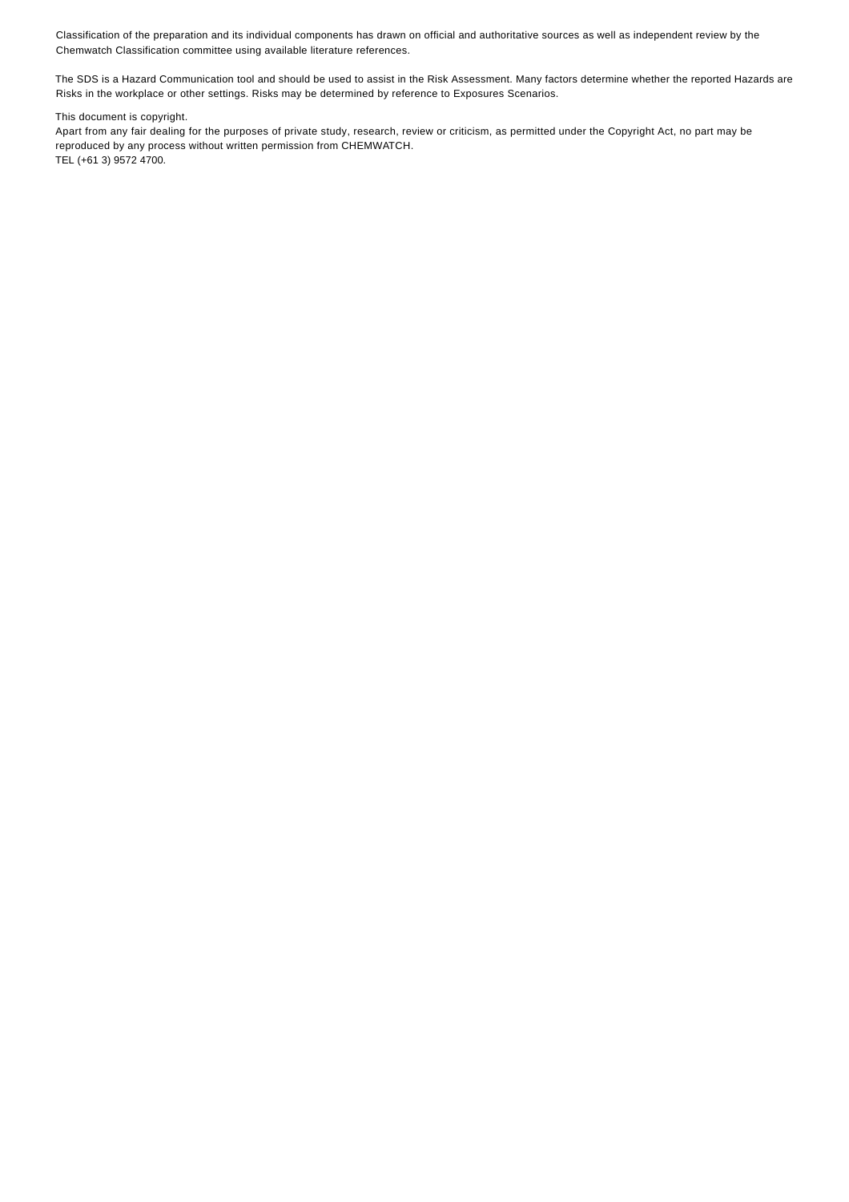Classification of the preparation and its individual components has drawn on official and authoritative sources as well as independent review by the Chemwatch Classification committee using available literature references.

The SDS is a Hazard Communication tool and should be used to assist in the Risk Assessment. Many factors determine whether the reported Hazards are Risks in the workplace or other settings. Risks may be determined by reference to Exposures Scenarios.

This document is copyright.
Apart from any fair dealing for the purposes of private study, research, review or criticism, as permitted under the Copyright Act, no part may be reproduced by any process without written permission from CHEMWATCH.
TEL (+61 3) 9572 4700.